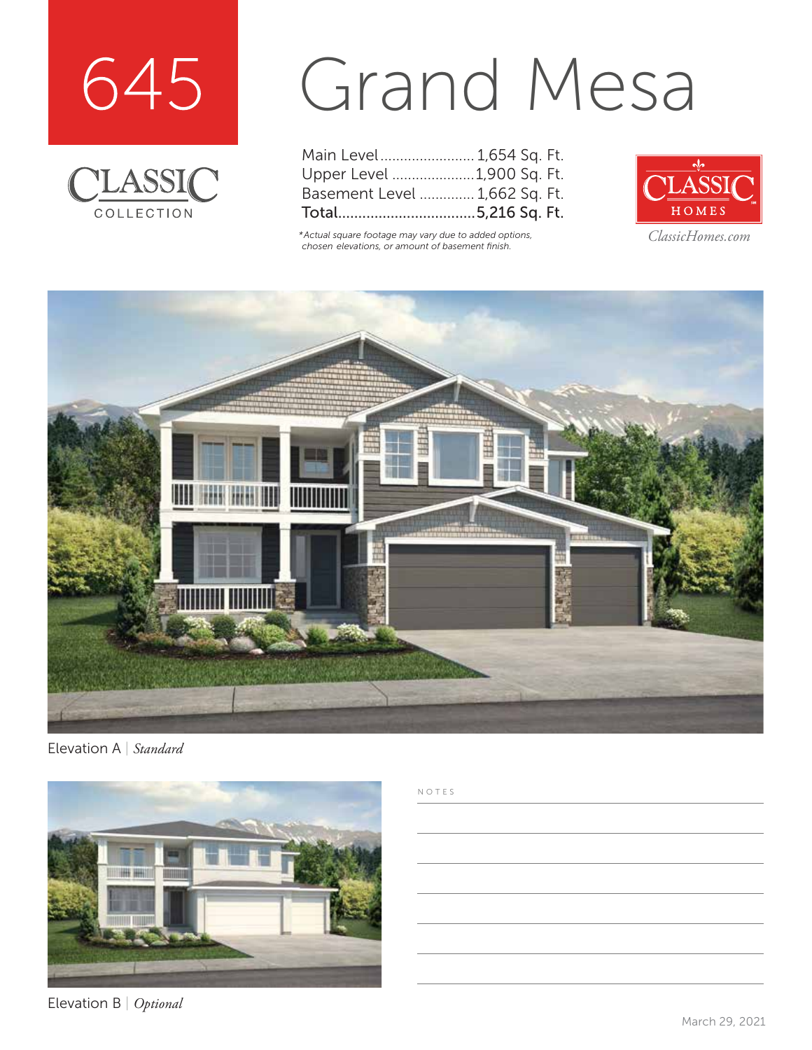# 645 Grand Mesa

CLASSIC COLLECTION

| | |
|---|---|
| Main Level | 1,654 Sq. Ft. |
| Upper Level | 1,900 Sq. Ft. |
| Basement Level | 1,662 Sq. Ft. |
| **Total** | **5,216 Sq. Ft.** |

*Actual square footage may vary due to added options, chosen elevations, or amount of basement finish.*

CLASSIC HOMES

*ClassicHomes.com*

Elevation A | *Standard*

Elevation B | *Optional*

NOTES

March 29, 2021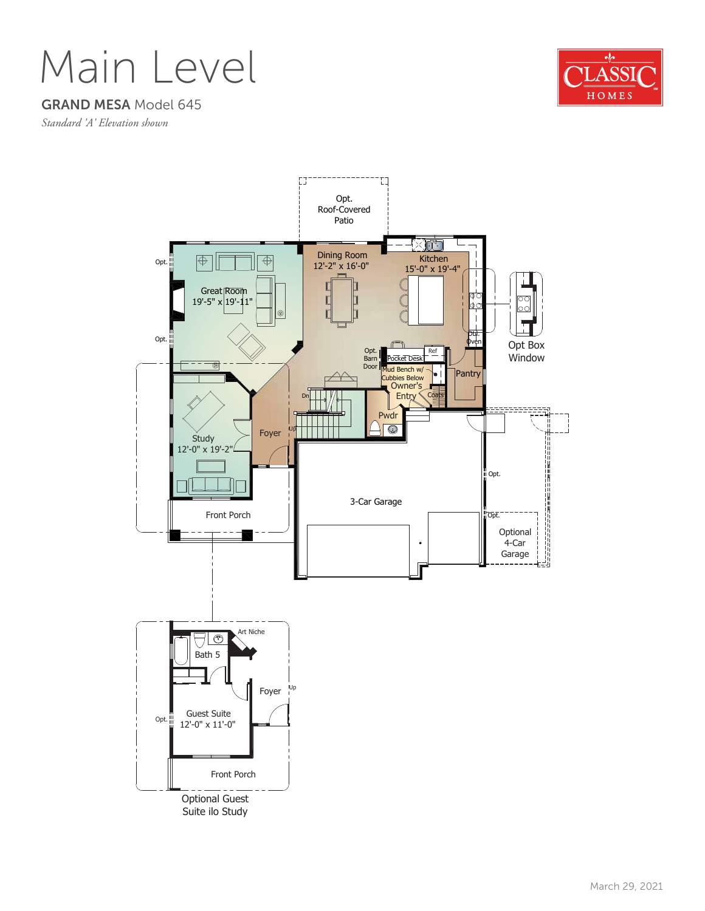# Main Level

**GRAND MESA** Model 645

*Standard 'A' Elevation shown*

CLASSIC HOMES

Opt. Roof-Covered Patio

Dining Room
12'-2" x 16'-0"

Kitchen
15'-0" x 19'-4"

Great Room
19'-5" x 19'-11"

Opt.

Opt.

Dbl. Oven

Opt Box Window

Opt. Barn Door

Pocket Desk

Ref

Mud Bench w/ Cubbies Below

Owner's Entry

Coats

Pantry

Dn

Up

Pwdr

Study
12'-0" x 19'-2"

Foyer

3-Car Garage

Opt.

Opt.

Optional 4-Car Garage

Front Porch

Art Niche

Bath 5

Foyer

Up

Guest Suite
12'-0" x 11'-0"

Opt.

Front Porch

Optional Guest Suite i/o Study

March 29, 2021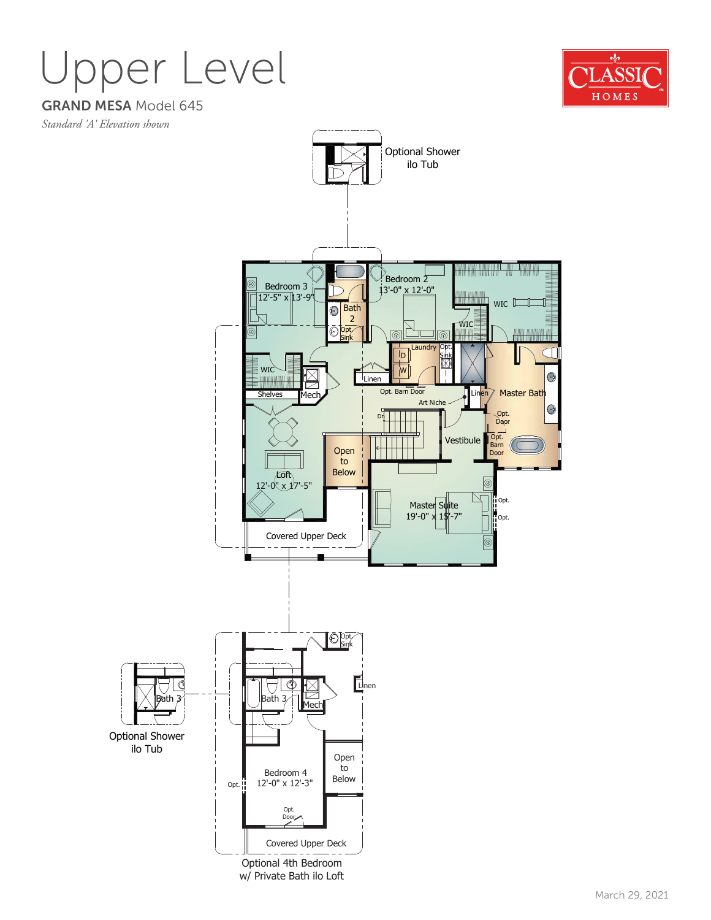# Upper Level

**GRAND MESA** Model 645

*Standard 'A' Elevation shown*

CLASSIC HOMES

Optional Shower ilo Tub

Bedroom 3
12'-5" x 13'-9"

Bath 2

Opt. Sink

Bedroom 2
13'-0" x 12'-0"

WIC

WIC

WIC

Shelves

Mech

Linen

Laundry

D

W

Opt. Sink

Opt. Barn Door

Linen

Master Bath

Art Niche

Dn

Opt. Door

Opt. Barn Door

Vestibule

Open to Below

Loft
12'-0" x 17'-5"

Master Suite
19'-0" x 15'-7"

Opt.

Opt.

Covered Upper Deck

Opt. Sink

Linen

Bath 3

Mech

Bath 3

Optional Shower ilo Tub

Open to Below

Bedroom 4
12'-0" x 12'-3"

Opt.

Opt. Door

Covered Upper Deck

Optional 4th Bedroom w/ Private Bath ilo Loft

March 29, 2021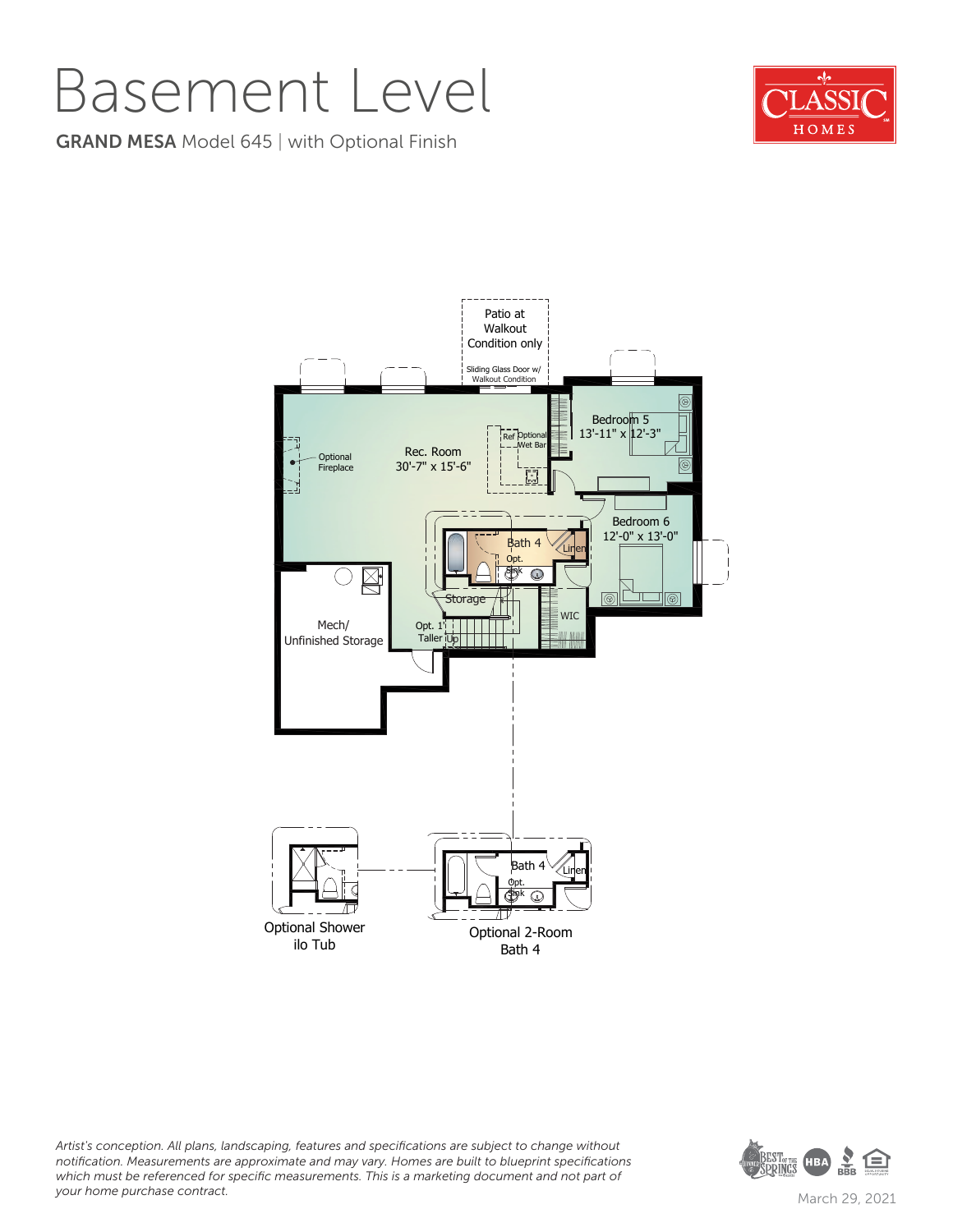# Basement Level

**GRAND MESA** Model 645 | with Optional Finish

Patio at Walkout Condition only

Sliding Glass Door w/ Walkout Condition

Bedroom 5
13'-11" x 12'-3"

Rec. Room
30'-7" x 15'-6"

Ref

Optional Wet Bar

Optional Fireplace

Bedroom 6
12'-0" x 13'-0"

Bath 4

Linen

Opt. Sink

Storage

WIC

Mech/
Unfinished Storage

Opt. 1' Taller

Up

Optional Shower ilo Tub

Optional 2-Room Bath 4

*Artist's conception. All plans, landscaping, features and specifications are subject to change without notification. Measurements are approximate and may vary. Homes are built to blueprint specifications which must be referenced for specific measurements. This is a marketing document and not part of your home purchase contract.*

March 29, 2021